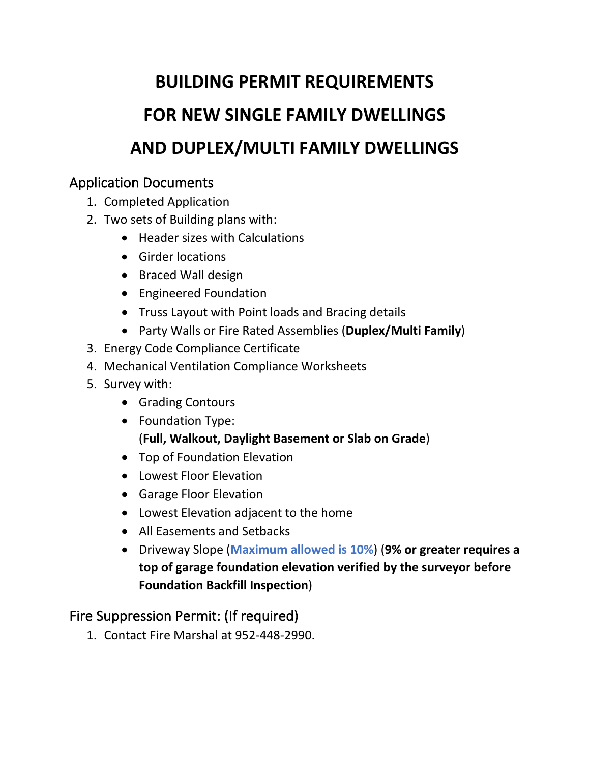# BUILDING PERMIT REQUIREMENTS
# FOR NEW SINGLE FAMILY DWELLINGS
# AND DUPLEX/MULTI FAMILY DWELLINGS

## Application Documents

1. Completed Application
2. Two sets of Building plans with:
   - Header sizes with Calculations
   - Girder locations
   - Braced Wall design
   - Engineered Foundation
   - Truss Layout with Point loads and Bracing details
   - Party Walls or Fire Rated Assemblies (**Duplex/Multi Family**)
3. Energy Code Compliance Certificate
4. Mechanical Ventilation Compliance Worksheets
5. Survey with:
   - Grading Contours
   - Foundation Type:
     (**Full, Walkout, Daylight Basement or Slab on Grade**)
   - Top of Foundation Elevation
   - Lowest Floor Elevation
   - Garage Floor Elevation
   - Lowest Elevation adjacent to the home
   - All Easements and Setbacks
   - Driveway Slope (**Maximum allowed is 10%**) (**9% or greater requires a top of garage foundation elevation verified by the surveyor before Foundation Backfill Inspection**)

## Fire Suppression Permit: (If required)

1. Contact Fire Marshal at 952-448-2990.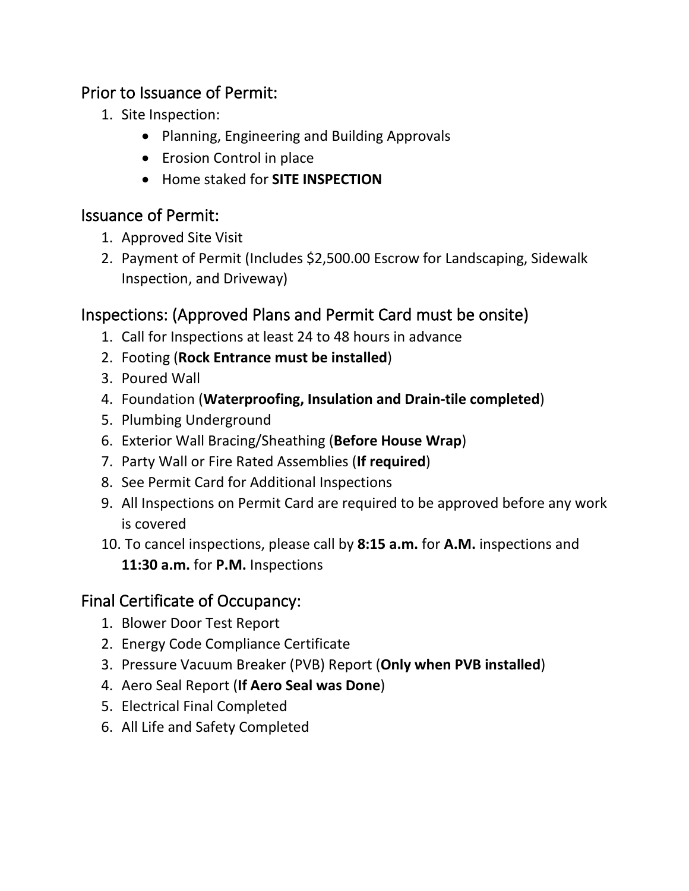## Prior to Issuance of Permit:

1. Site Inspection:
    - Planning, Engineering and Building Approvals
    - Erosion Control in place
    - Home staked for **SITE INSPECTION**

## Issuance of Permit:

1. Approved Site Visit
2. Payment of Permit (Includes $2,500.00 Escrow for Landscaping, Sidewalk Inspection, and Driveway)

## Inspections: (Approved Plans and Permit Card must be onsite)

1. Call for Inspections at least 24 to 48 hours in advance
2. Footing (**Rock Entrance must be installed**)
3. Poured Wall
4. Foundation (**Waterproofing, Insulation and Drain-tile completed**)
5. Plumbing Underground
6. Exterior Wall Bracing/Sheathing (**Before House Wrap**)
7. Party Wall or Fire Rated Assemblies (**If required**)
8. See Permit Card for Additional Inspections
9. All Inspections on Permit Card are required to be approved before any work is covered
10. To cancel inspections, please call by **8:15 a.m.** for **A.M.** inspections and **11:30 a.m.** for **P.M.** Inspections

## Final Certificate of Occupancy:

1. Blower Door Test Report
2. Energy Code Compliance Certificate
3. Pressure Vacuum Breaker (PVB) Report (**Only when PVB installed**)
4. Aero Seal Report (**If Aero Seal was Done**)
5. Electrical Final Completed
6. All Life and Safety Completed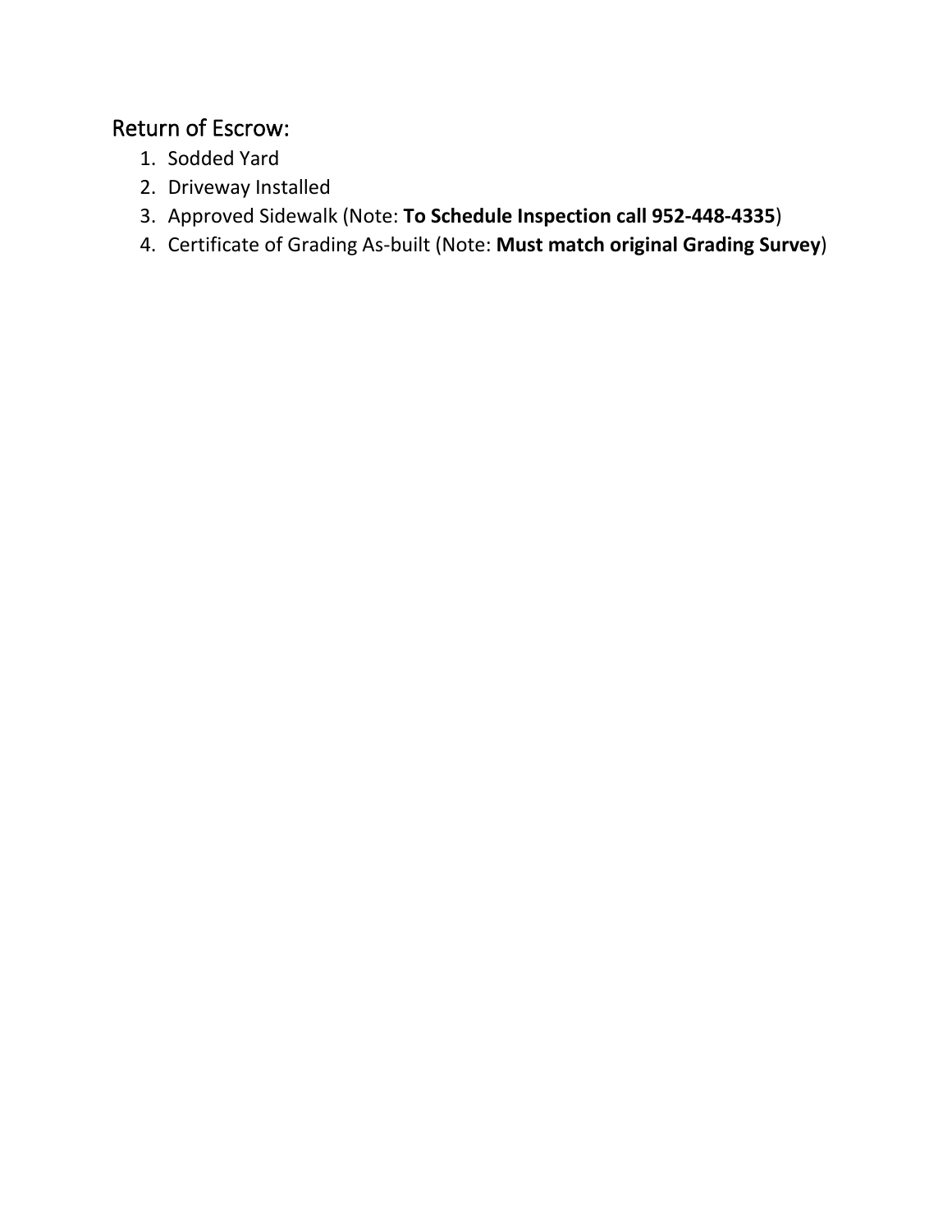## Return of Escrow:

1. Sodded Yard
2. Driveway Installed
3. Approved Sidewalk (Note: **To Schedule Inspection call 952-448-4335**)
4. Certificate of Grading As-built (Note: **Must match original Grading Survey**)